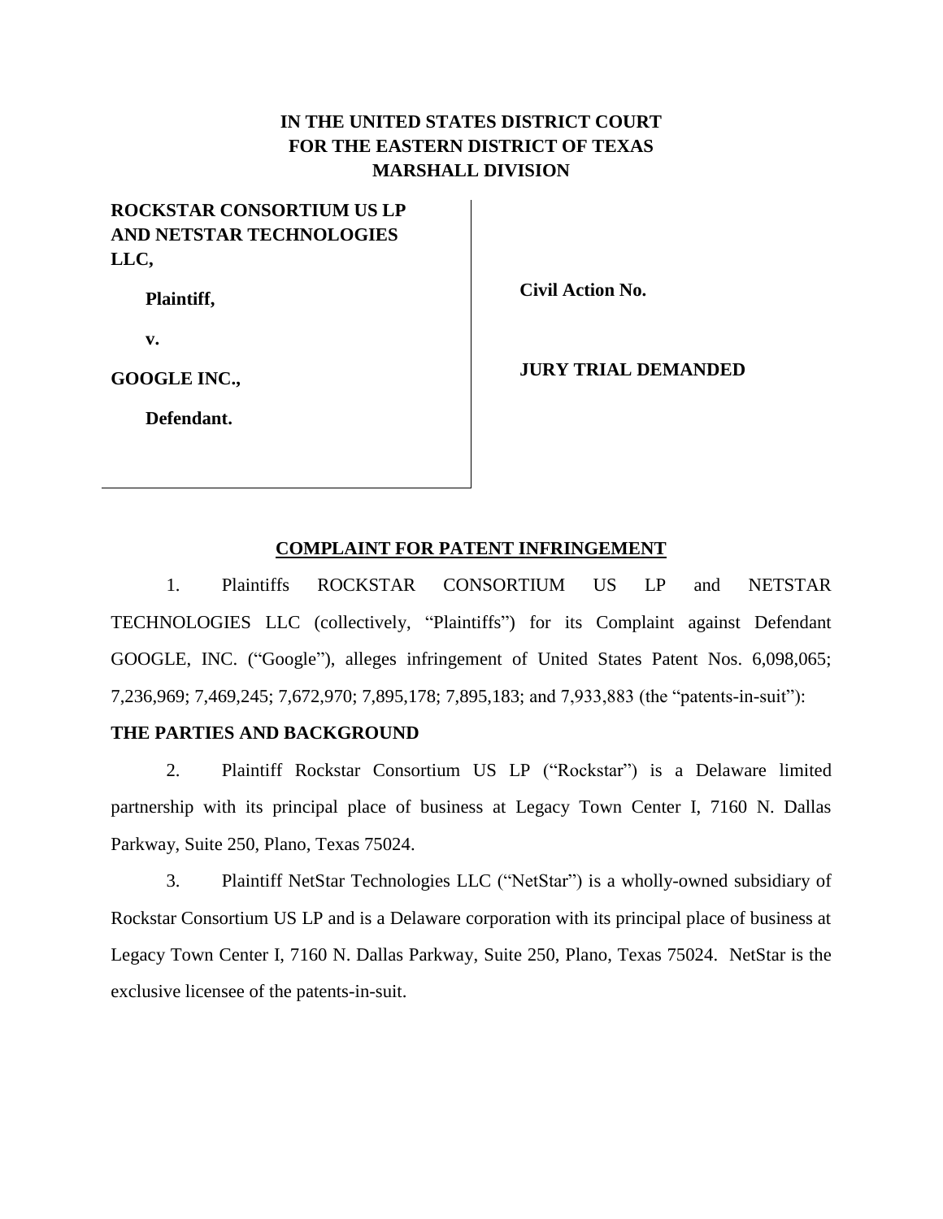**IN THE UNITED STATES DISTRICT COURT**
**FOR THE EASTERN DISTRICT OF TEXAS**
**MARSHALL DIVISION**

| | |
|---|---|
| **ROCKSTAR CONSORTIUM US LP AND NETSTAR TECHNOLOGIES LLC,** | |
| **Plaintiff,** | **Civil Action No.** |
| **v.** | |
| **GOOGLE INC.,** | **JURY TRIAL DEMANDED** |
| **Defendant.** | |

## COMPLAINT FOR PATENT INFRINGEMENT

1. Plaintiffs ROCKSTAR CONSORTIUM US LP and NETSTAR TECHNOLOGIES LLC (collectively, "Plaintiffs") for its Complaint against Defendant GOOGLE, INC. ("Google"), alleges infringement of United States Patent Nos. 6,098,065; 7,236,969; 7,469,245; 7,672,970; 7,895,178; 7,895,183; and 7,933,883 (the "patents-in-suit"):

### THE PARTIES AND BACKGROUND

2. Plaintiff Rockstar Consortium US LP ("Rockstar") is a Delaware limited partnership with its principal place of business at Legacy Town Center I, 7160 N. Dallas Parkway, Suite 250, Plano, Texas 75024.

3. Plaintiff NetStar Technologies LLC ("NetStar") is a wholly-owned subsidiary of Rockstar Consortium US LP and is a Delaware corporation with its principal place of business at Legacy Town Center I, 7160 N. Dallas Parkway, Suite 250, Plano, Texas 75024. NetStar is the exclusive licensee of the patents-in-suit.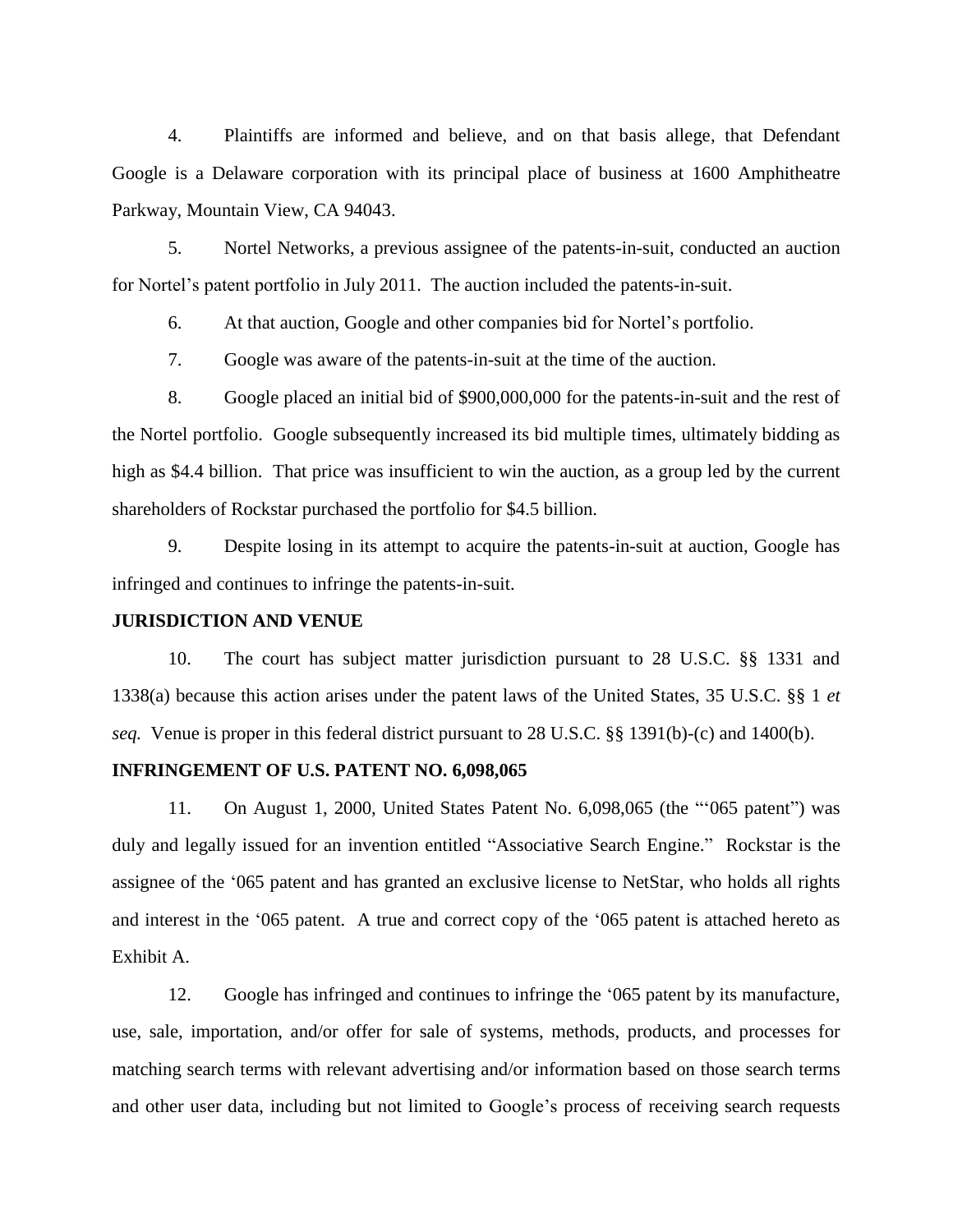4. Plaintiffs are informed and believe, and on that basis allege, that Defendant Google is a Delaware corporation with its principal place of business at 1600 Amphitheatre Parkway, Mountain View, CA 94043.

5. Nortel Networks, a previous assignee of the patents-in-suit, conducted an auction for Nortel's patent portfolio in July 2011. The auction included the patents-in-suit.

6. At that auction, Google and other companies bid for Nortel's portfolio.

7. Google was aware of the patents-in-suit at the time of the auction.

8. Google placed an initial bid of $900,000,000 for the patents-in-suit and the rest of the Nortel portfolio. Google subsequently increased its bid multiple times, ultimately bidding as high as $4.4 billion. That price was insufficient to win the auction, as a group led by the current shareholders of Rockstar purchased the portfolio for $4.5 billion.

9. Despite losing in its attempt to acquire the patents-in-suit at auction, Google has infringed and continues to infringe the patents-in-suit.

**JURISDICTION AND VENUE**

10. The court has subject matter jurisdiction pursuant to 28 U.S.C. §§ 1331 and 1338(a) because this action arises under the patent laws of the United States, 35 U.S.C. §§ 1 *et seq.* Venue is proper in this federal district pursuant to 28 U.S.C. §§ 1391(b)-(c) and 1400(b).

**INFRINGEMENT OF U.S. PATENT NO. 6,098,065**

11. On August 1, 2000, United States Patent No. 6,098,065 (the "'065 patent") was duly and legally issued for an invention entitled "Associative Search Engine." Rockstar is the assignee of the '065 patent and has granted an exclusive license to NetStar, who holds all rights and interest in the '065 patent. A true and correct copy of the '065 patent is attached hereto as Exhibit A.

12. Google has infringed and continues to infringe the '065 patent by its manufacture, use, sale, importation, and/or offer for sale of systems, methods, products, and processes for matching search terms with relevant advertising and/or information based on those search terms and other user data, including but not limited to Google's process of receiving search requests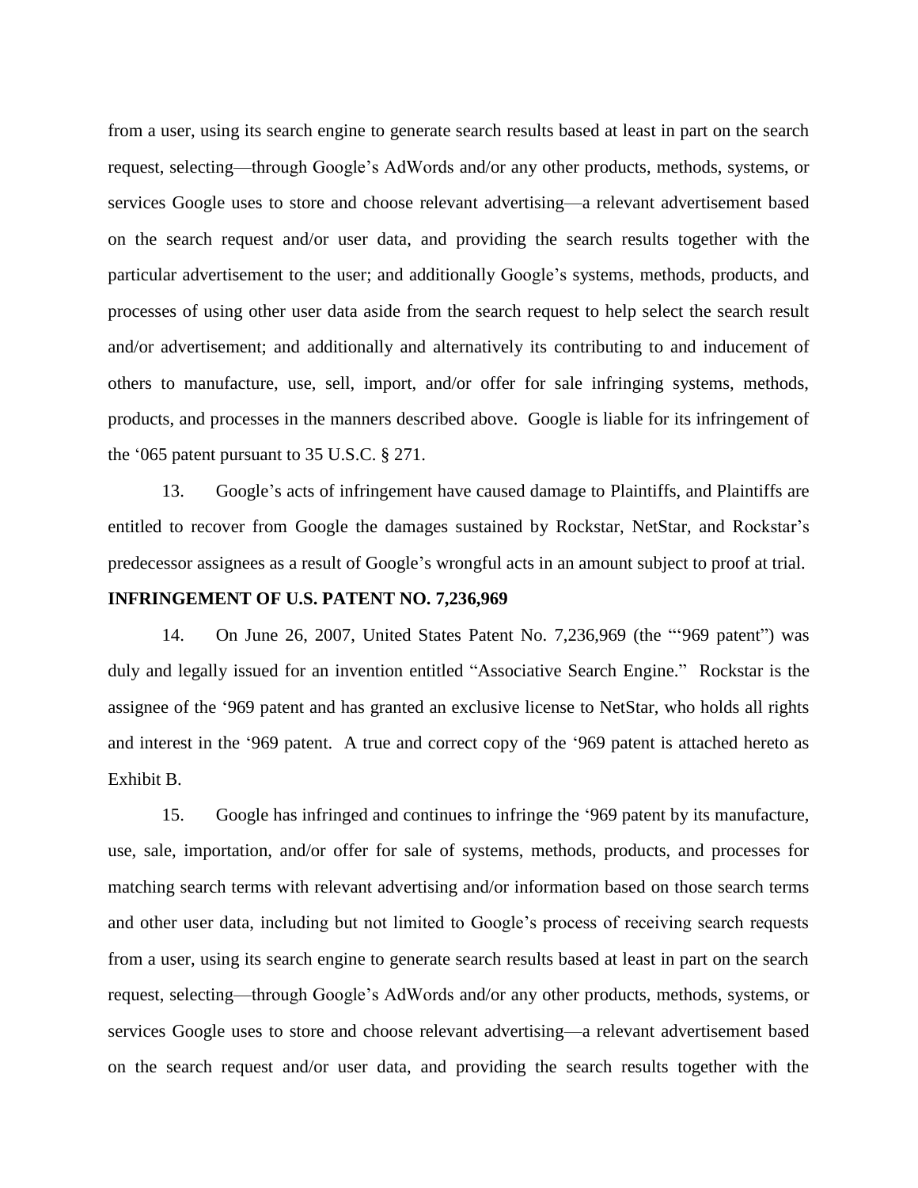from a user, using its search engine to generate search results based at least in part on the search request, selecting—through Google's AdWords and/or any other products, methods, systems, or services Google uses to store and choose relevant advertising—a relevant advertisement based on the search request and/or user data, and providing the search results together with the particular advertisement to the user; and additionally Google's systems, methods, products, and processes of using other user data aside from the search request to help select the search result and/or advertisement; and additionally and alternatively its contributing to and inducement of others to manufacture, use, sell, import, and/or offer for sale infringing systems, methods, products, and processes in the manners described above. Google is liable for its infringement of the '065 patent pursuant to 35 U.S.C. § 271.

13. Google's acts of infringement have caused damage to Plaintiffs, and Plaintiffs are entitled to recover from Google the damages sustained by Rockstar, NetStar, and Rockstar's predecessor assignees as a result of Google's wrongful acts in an amount subject to proof at trial.

**INFRINGEMENT OF U.S. PATENT NO. 7,236,969**

14. On June 26, 2007, United States Patent No. 7,236,969 (the "'969 patent") was duly and legally issued for an invention entitled "Associative Search Engine." Rockstar is the assignee of the '969 patent and has granted an exclusive license to NetStar, who holds all rights and interest in the '969 patent. A true and correct copy of the '969 patent is attached hereto as Exhibit B.

15. Google has infringed and continues to infringe the '969 patent by its manufacture, use, sale, importation, and/or offer for sale of systems, methods, products, and processes for matching search terms with relevant advertising and/or information based on those search terms and other user data, including but not limited to Google's process of receiving search requests from a user, using its search engine to generate search results based at least in part on the search request, selecting—through Google's AdWords and/or any other products, methods, systems, or services Google uses to store and choose relevant advertising—a relevant advertisement based on the search request and/or user data, and providing the search results together with the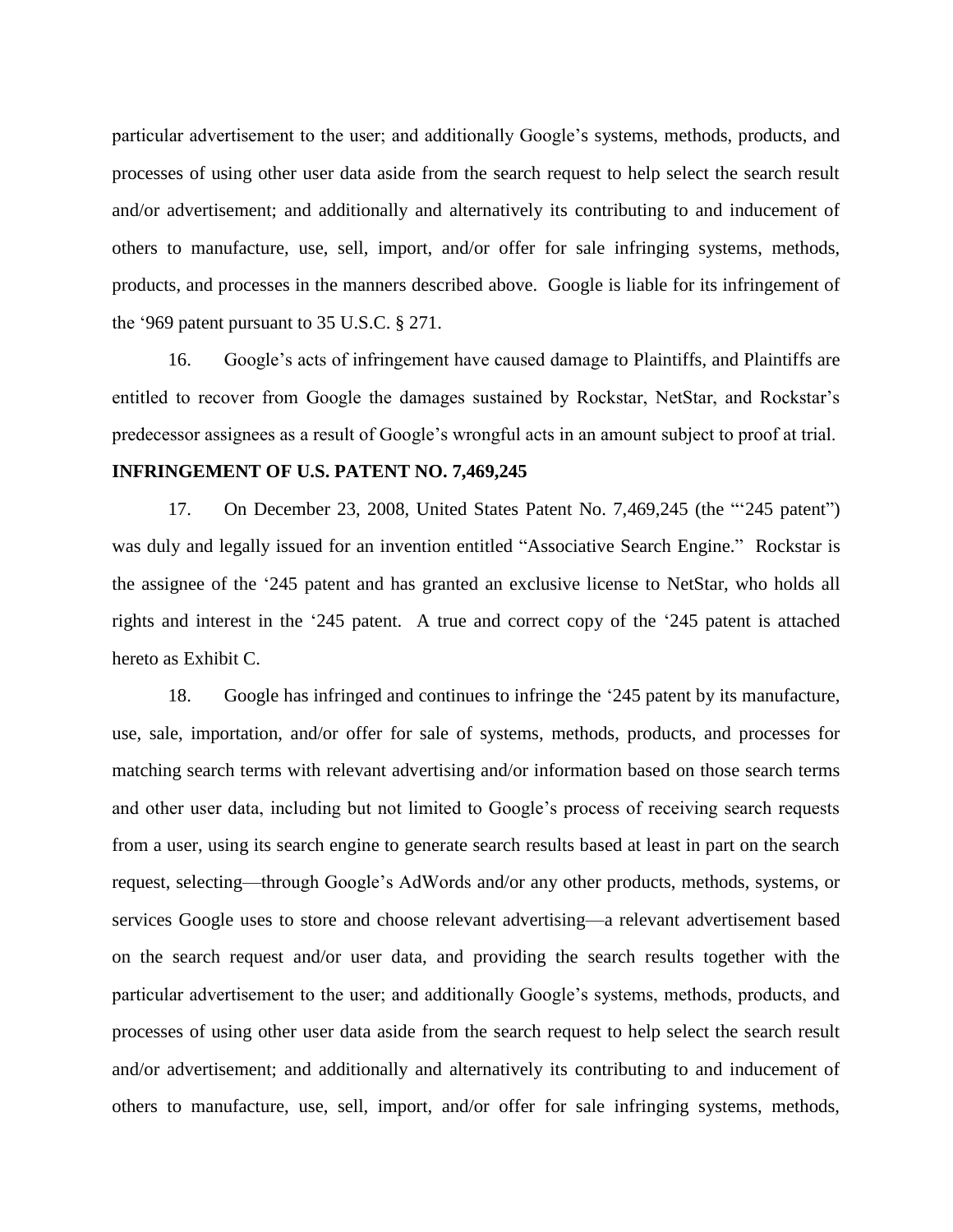particular advertisement to the user; and additionally Google's systems, methods, products, and processes of using other user data aside from the search request to help select the search result and/or advertisement; and additionally and alternatively its contributing to and inducement of others to manufacture, use, sell, import, and/or offer for sale infringing systems, methods, products, and processes in the manners described above. Google is liable for its infringement of the '969 patent pursuant to 35 U.S.C. § 271.

16. Google's acts of infringement have caused damage to Plaintiffs, and Plaintiffs are entitled to recover from Google the damages sustained by Rockstar, NetStar, and Rockstar's predecessor assignees as a result of Google's wrongful acts in an amount subject to proof at trial.

**INFRINGEMENT OF U.S. PATENT NO. 7,469,245**

17. On December 23, 2008, United States Patent No. 7,469,245 (the "'245 patent") was duly and legally issued for an invention entitled "Associative Search Engine." Rockstar is the assignee of the '245 patent and has granted an exclusive license to NetStar, who holds all rights and interest in the '245 patent. A true and correct copy of the '245 patent is attached hereto as Exhibit C.

18. Google has infringed and continues to infringe the '245 patent by its manufacture, use, sale, importation, and/or offer for sale of systems, methods, products, and processes for matching search terms with relevant advertising and/or information based on those search terms and other user data, including but not limited to Google's process of receiving search requests from a user, using its search engine to generate search results based at least in part on the search request, selecting—through Google's AdWords and/or any other products, methods, systems, or services Google uses to store and choose relevant advertising—a relevant advertisement based on the search request and/or user data, and providing the search results together with the particular advertisement to the user; and additionally Google's systems, methods, products, and processes of using other user data aside from the search request to help select the search result and/or advertisement; and additionally and alternatively its contributing to and inducement of others to manufacture, use, sell, import, and/or offer for sale infringing systems, methods,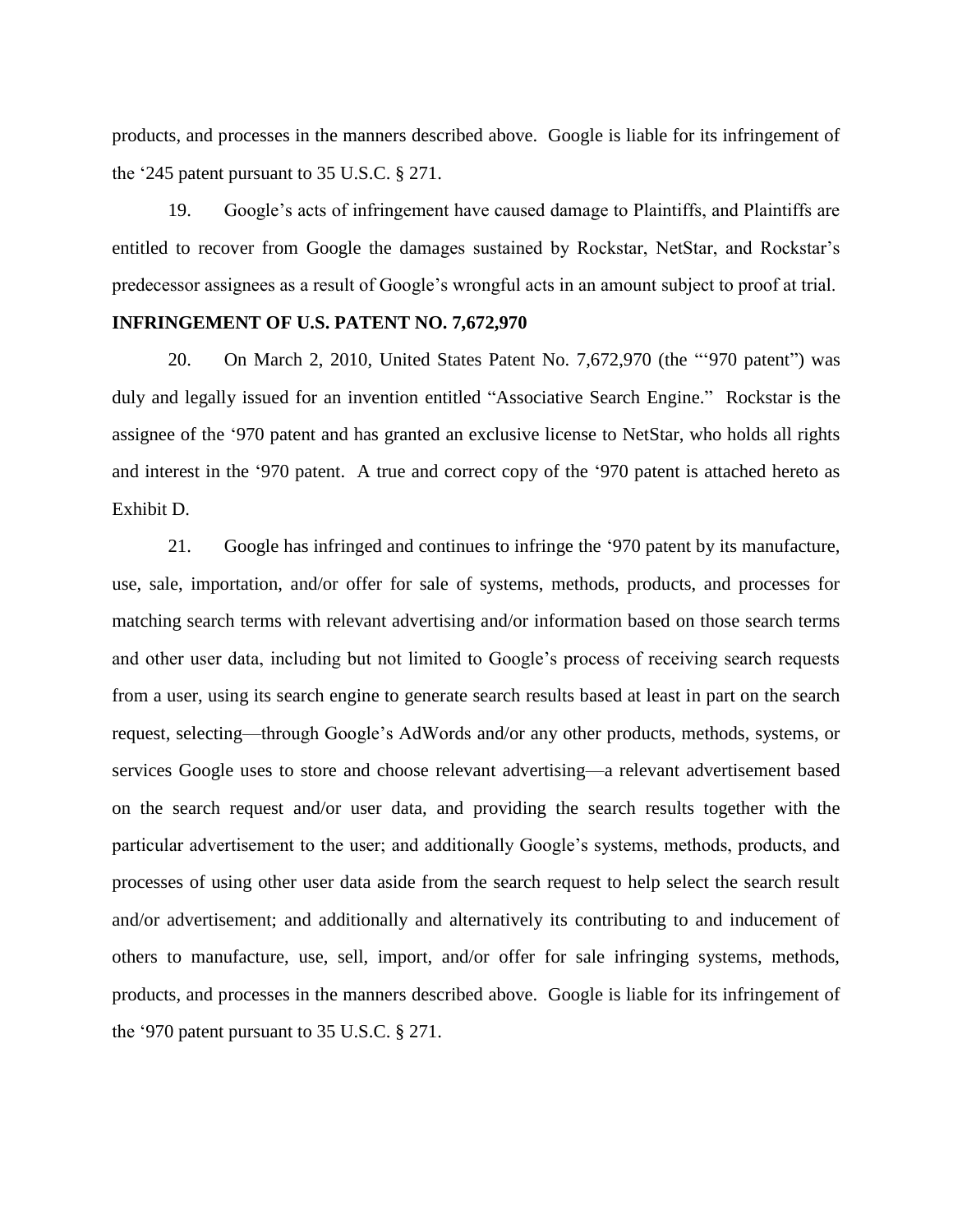products, and processes in the manners described above. Google is liable for its infringement of the '245 patent pursuant to 35 U.S.C. § 271.

19. Google's acts of infringement have caused damage to Plaintiffs, and Plaintiffs are entitled to recover from Google the damages sustained by Rockstar, NetStar, and Rockstar's predecessor assignees as a result of Google's wrongful acts in an amount subject to proof at trial.

**INFRINGEMENT OF U.S. PATENT NO. 7,672,970**

20. On March 2, 2010, United States Patent No. 7,672,970 (the "'970 patent") was duly and legally issued for an invention entitled "Associative Search Engine." Rockstar is the assignee of the '970 patent and has granted an exclusive license to NetStar, who holds all rights and interest in the '970 patent. A true and correct copy of the '970 patent is attached hereto as Exhibit D.

21. Google has infringed and continues to infringe the '970 patent by its manufacture, use, sale, importation, and/or offer for sale of systems, methods, products, and processes for matching search terms with relevant advertising and/or information based on those search terms and other user data, including but not limited to Google's process of receiving search requests from a user, using its search engine to generate search results based at least in part on the search request, selecting—through Google's AdWords and/or any other products, methods, systems, or services Google uses to store and choose relevant advertising—a relevant advertisement based on the search request and/or user data, and providing the search results together with the particular advertisement to the user; and additionally Google's systems, methods, products, and processes of using other user data aside from the search request to help select the search result and/or advertisement; and additionally and alternatively its contributing to and inducement of others to manufacture, use, sell, import, and/or offer for sale infringing systems, methods, products, and processes in the manners described above. Google is liable for its infringement of the '970 patent pursuant to 35 U.S.C. § 271.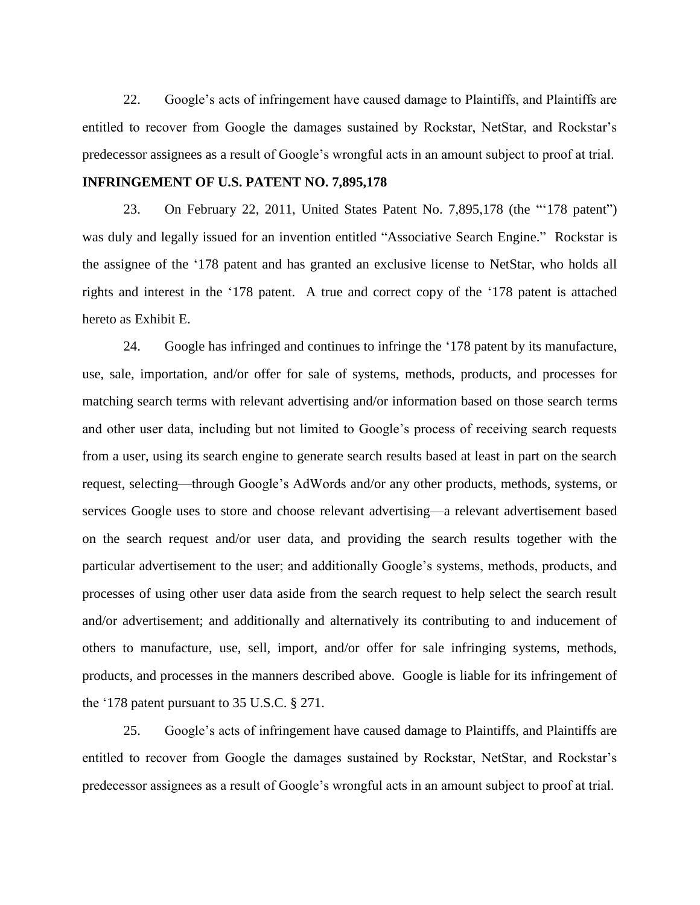22. Google's acts of infringement have caused damage to Plaintiffs, and Plaintiffs are entitled to recover from Google the damages sustained by Rockstar, NetStar, and Rockstar's predecessor assignees as a result of Google's wrongful acts in an amount subject to proof at trial.

**INFRINGEMENT OF U.S. PATENT NO. 7,895,178**

23. On February 22, 2011, United States Patent No. 7,895,178 (the "'178 patent") was duly and legally issued for an invention entitled "Associative Search Engine." Rockstar is the assignee of the '178 patent and has granted an exclusive license to NetStar, who holds all rights and interest in the '178 patent. A true and correct copy of the '178 patent is attached hereto as Exhibit E.

24. Google has infringed and continues to infringe the '178 patent by its manufacture, use, sale, importation, and/or offer for sale of systems, methods, products, and processes for matching search terms with relevant advertising and/or information based on those search terms and other user data, including but not limited to Google's process of receiving search requests from a user, using its search engine to generate search results based at least in part on the search request, selecting—through Google's AdWords and/or any other products, methods, systems, or services Google uses to store and choose relevant advertising—a relevant advertisement based on the search request and/or user data, and providing the search results together with the particular advertisement to the user; and additionally Google's systems, methods, products, and processes of using other user data aside from the search request to help select the search result and/or advertisement; and additionally and alternatively its contributing to and inducement of others to manufacture, use, sell, import, and/or offer for sale infringing systems, methods, products, and processes in the manners described above. Google is liable for its infringement of the '178 patent pursuant to 35 U.S.C. § 271.

25. Google's acts of infringement have caused damage to Plaintiffs, and Plaintiffs are entitled to recover from Google the damages sustained by Rockstar, NetStar, and Rockstar's predecessor assignees as a result of Google's wrongful acts in an amount subject to proof at trial.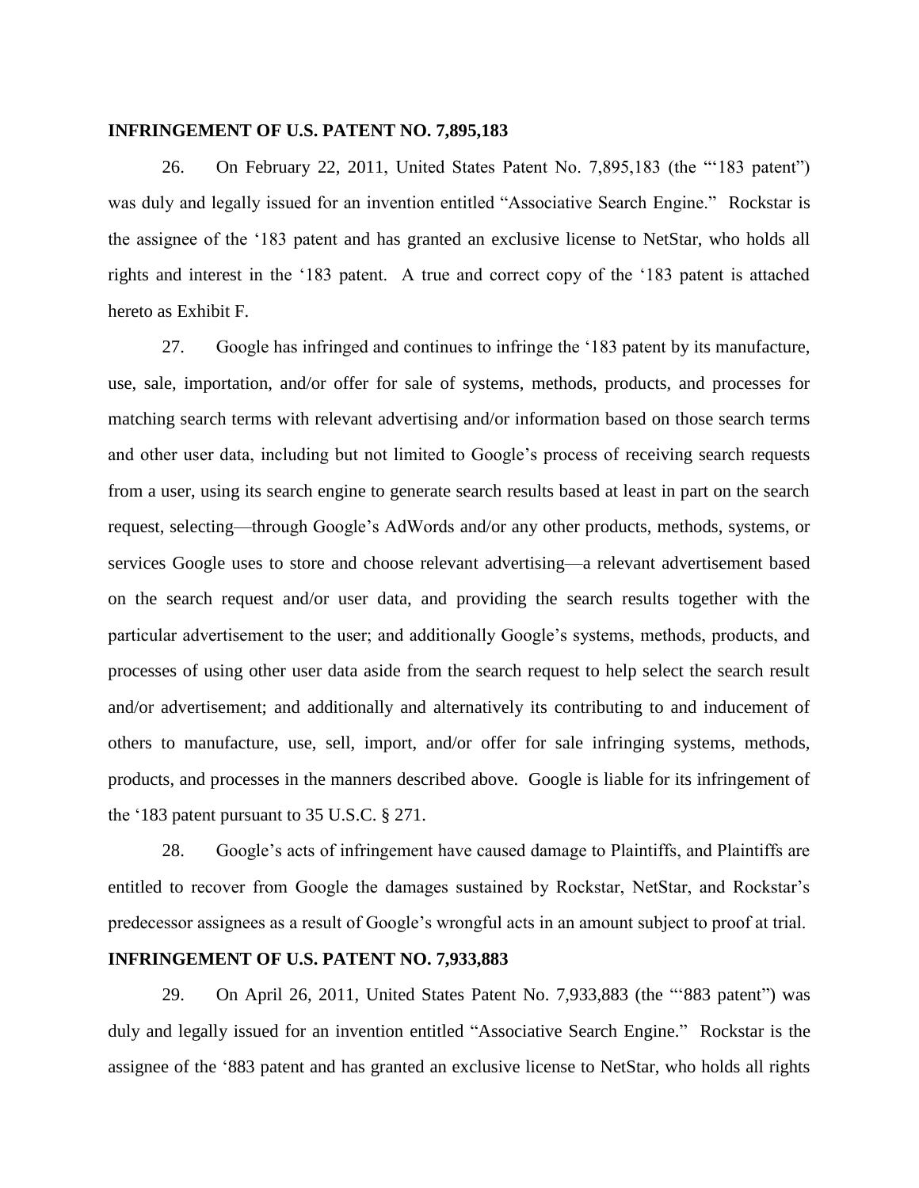**INFRINGEMENT OF U.S. PATENT NO. 7,895,183**

26. On February 22, 2011, United States Patent No. 7,895,183 (the "'183 patent") was duly and legally issued for an invention entitled "Associative Search Engine." Rockstar is the assignee of the '183 patent and has granted an exclusive license to NetStar, who holds all rights and interest in the '183 patent. A true and correct copy of the '183 patent is attached hereto as Exhibit F.

27. Google has infringed and continues to infringe the '183 patent by its manufacture, use, sale, importation, and/or offer for sale of systems, methods, products, and processes for matching search terms with relevant advertising and/or information based on those search terms and other user data, including but not limited to Google's process of receiving search requests from a user, using its search engine to generate search results based at least in part on the search request, selecting—through Google's AdWords and/or any other products, methods, systems, or services Google uses to store and choose relevant advertising—a relevant advertisement based on the search request and/or user data, and providing the search results together with the particular advertisement to the user; and additionally Google's systems, methods, products, and processes of using other user data aside from the search request to help select the search result and/or advertisement; and additionally and alternatively its contributing to and inducement of others to manufacture, use, sell, import, and/or offer for sale infringing systems, methods, products, and processes in the manners described above. Google is liable for its infringement of the '183 patent pursuant to 35 U.S.C. § 271.

28. Google's acts of infringement have caused damage to Plaintiffs, and Plaintiffs are entitled to recover from Google the damages sustained by Rockstar, NetStar, and Rockstar's predecessor assignees as a result of Google's wrongful acts in an amount subject to proof at trial.

**INFRINGEMENT OF U.S. PATENT NO. 7,933,883**

29. On April 26, 2011, United States Patent No. 7,933,883 (the "'883 patent") was duly and legally issued for an invention entitled "Associative Search Engine." Rockstar is the assignee of the '883 patent and has granted an exclusive license to NetStar, who holds all rights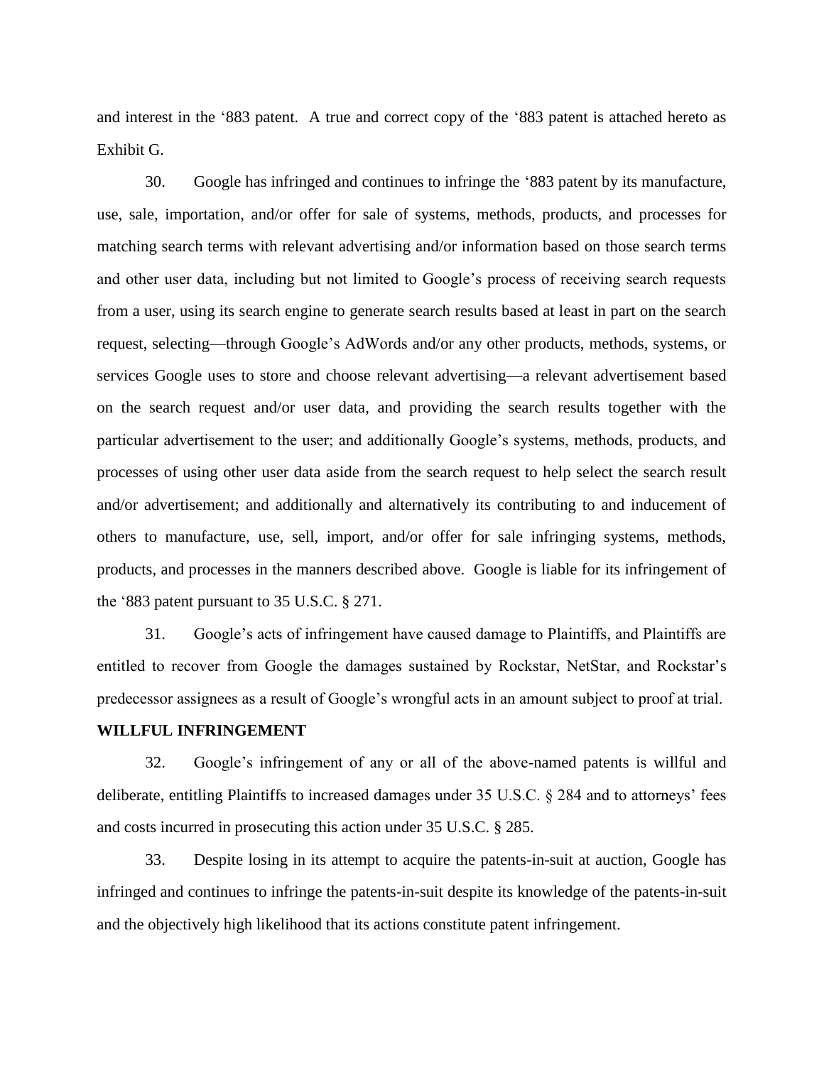and interest in the ‘883 patent. A true and correct copy of the ‘883 patent is attached hereto as Exhibit G.

30. Google has infringed and continues to infringe the ‘883 patent by its manufacture, use, sale, importation, and/or offer for sale of systems, methods, products, and processes for matching search terms with relevant advertising and/or information based on those search terms and other user data, including but not limited to Google’s process of receiving search requests from a user, using its search engine to generate search results based at least in part on the search request, selecting—through Google’s AdWords and/or any other products, methods, systems, or services Google uses to store and choose relevant advertising—a relevant advertisement based on the search request and/or user data, and providing the search results together with the particular advertisement to the user; and additionally Google’s systems, methods, products, and processes of using other user data aside from the search request to help select the search result and/or advertisement; and additionally and alternatively its contributing to and inducement of others to manufacture, use, sell, import, and/or offer for sale infringing systems, methods, products, and processes in the manners described above. Google is liable for its infringement of the ‘883 patent pursuant to 35 U.S.C. § 271.

31. Google’s acts of infringement have caused damage to Plaintiffs, and Plaintiffs are entitled to recover from Google the damages sustained by Rockstar, NetStar, and Rockstar’s predecessor assignees as a result of Google’s wrongful acts in an amount subject to proof at trial.

**WILLFUL INFRINGEMENT**

32. Google’s infringement of any or all of the above-named patents is willful and deliberate, entitling Plaintiffs to increased damages under 35 U.S.C. § 284 and to attorneys’ fees and costs incurred in prosecuting this action under 35 U.S.C. § 285.

33. Despite losing in its attempt to acquire the patents-in-suit at auction, Google has infringed and continues to infringe the patents-in-suit despite its knowledge of the patents-in-suit and the objectively high likelihood that its actions constitute patent infringement.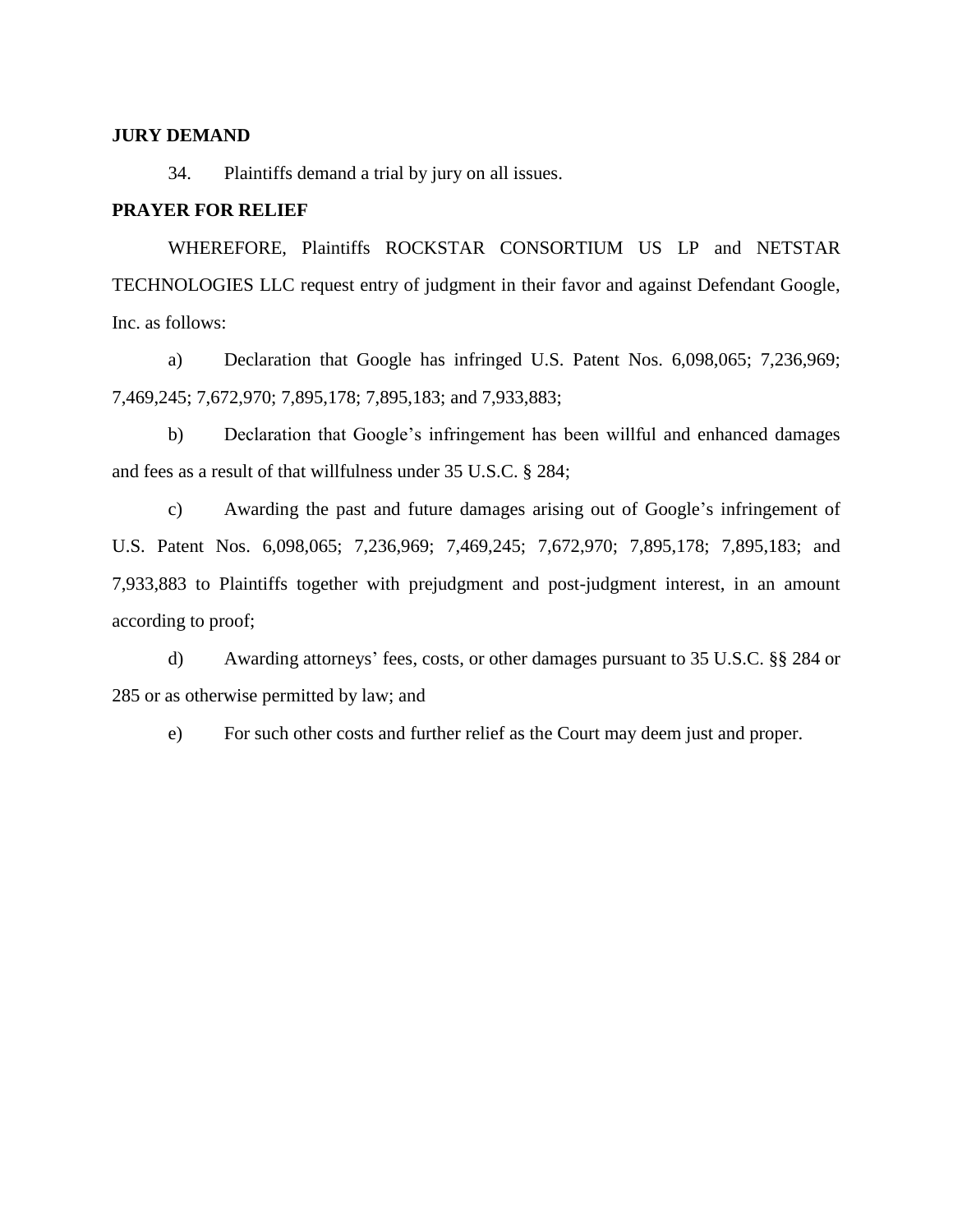**JURY DEMAND**

34. Plaintiffs demand a trial by jury on all issues.

**PRAYER FOR RELIEF**

WHEREFORE, Plaintiffs ROCKSTAR CONSORTIUM US LP and NETSTAR TECHNOLOGIES LLC request entry of judgment in their favor and against Defendant Google, Inc. as follows:

a) Declaration that Google has infringed U.S. Patent Nos. 6,098,065; 7,236,969; 7,469,245; 7,672,970; 7,895,178; 7,895,183; and 7,933,883;

b) Declaration that Google's infringement has been willful and enhanced damages and fees as a result of that willfulness under 35 U.S.C. § 284;

c) Awarding the past and future damages arising out of Google's infringement of U.S. Patent Nos. 6,098,065; 7,236,969; 7,469,245; 7,672,970; 7,895,178; 7,895,183; and 7,933,883 to Plaintiffs together with prejudgment and post-judgment interest, in an amount according to proof;

d) Awarding attorneys' fees, costs, or other damages pursuant to 35 U.S.C. §§ 284 or 285 or as otherwise permitted by law; and

e) For such other costs and further relief as the Court may deem just and proper.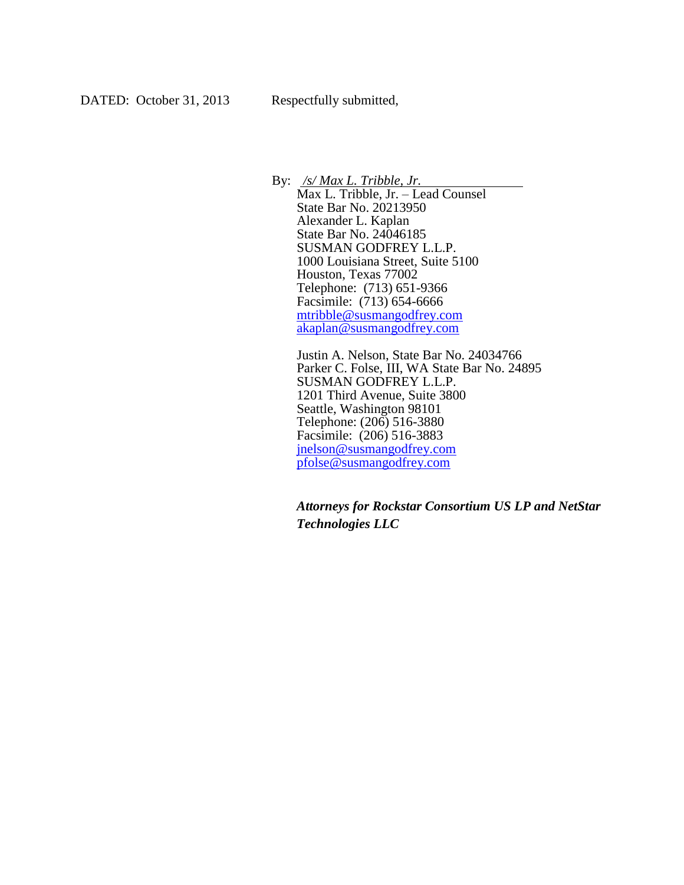DATED: October 31, 2013 Respectfully submitted,

By: */s/ Max L. Tribble, Jr.*
Max L. Tribble, Jr. – Lead Counsel
State Bar No. 20213950
Alexander L. Kaplan
State Bar No. 24046185
SUSMAN GODFREY L.L.P.
1000 Louisiana Street, Suite 5100
Houston, Texas 77002
Telephone: (713) 651-9366
Facsimile: (713) 654-6666
mtribble@susmangodfrey.com
akaplan@susmangodfrey.com

Justin A. Nelson, State Bar No. 24034766
Parker C. Folse, III, WA State Bar No. 24895
SUSMAN GODFREY L.L.P.
1201 Third Avenue, Suite 3800
Seattle, Washington 98101
Telephone: (206) 516-3880
Facsimile: (206) 516-3883
jnelson@susmangodfrey.com
pfolse@susmangodfrey.com

***Attorneys for Rockstar Consortium US LP and NetStar Technologies LLC***